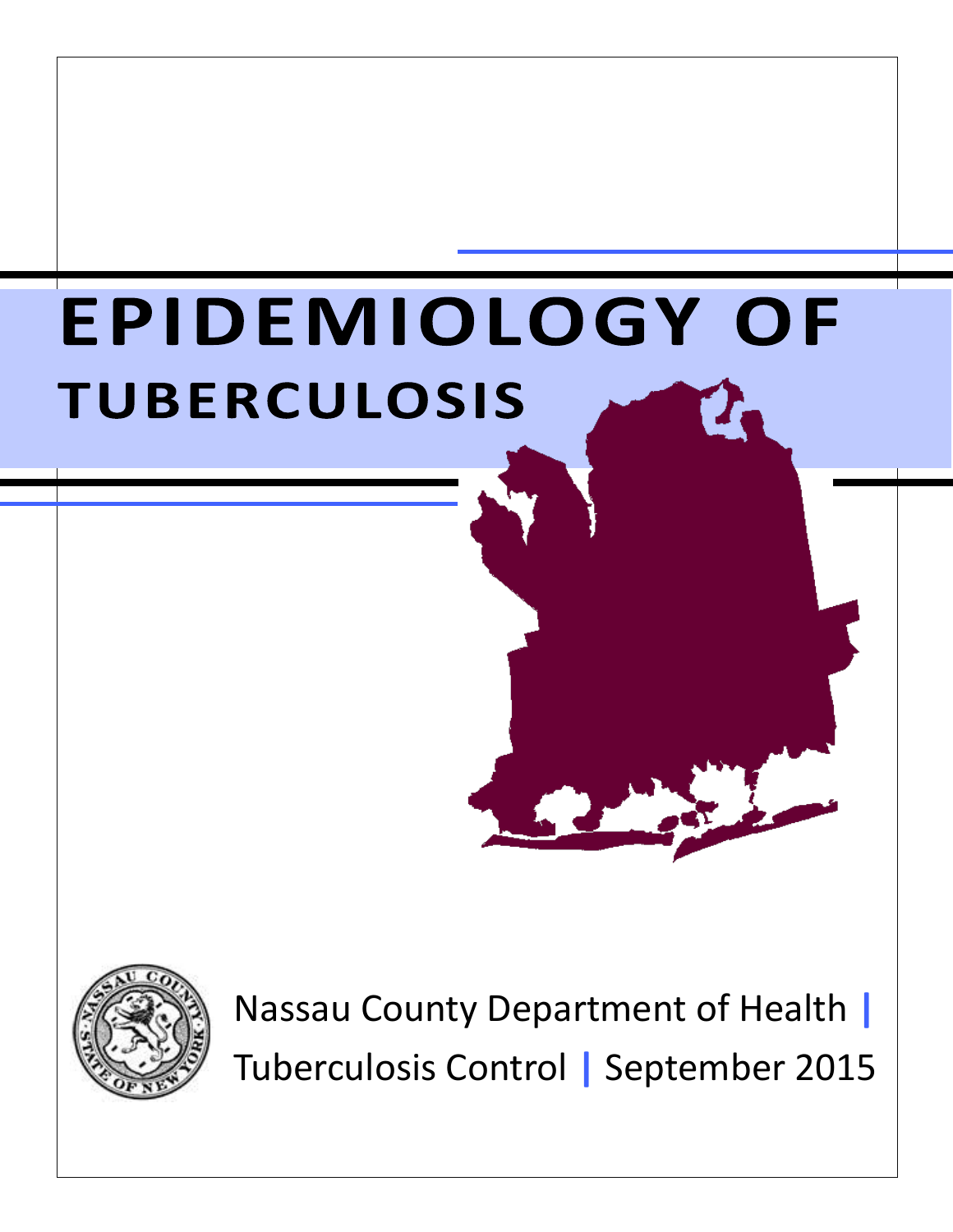# EPIDEMIOLOGY OF TUBERCULOSIS

Nassau County Department of Health | Tuberculosis Control | September 2015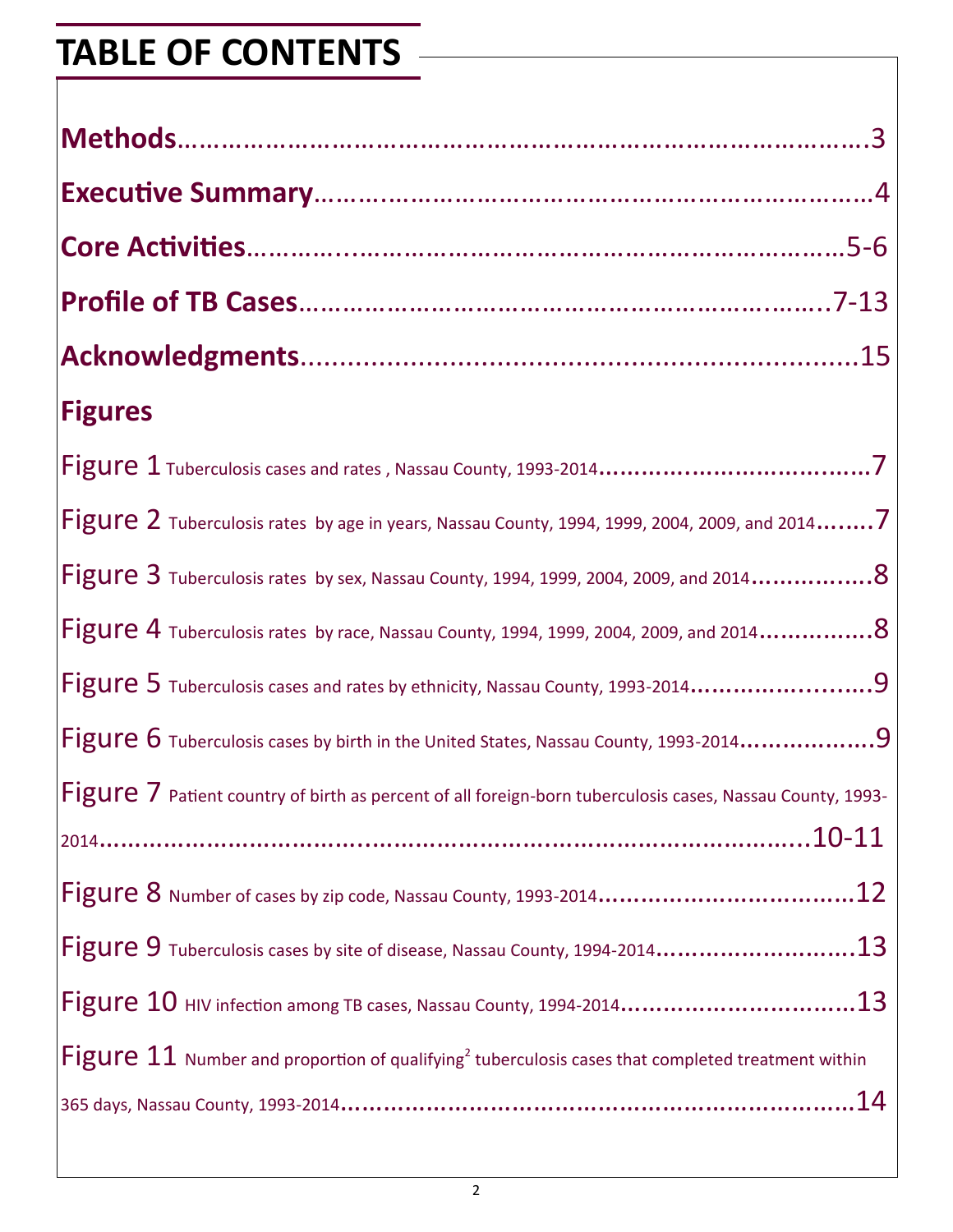# TABLE OF CONTENTS

**Methods**……………………………………………………………………………3

**Executive Summary**……………………………………………………………4

**Core Activities**………………………………………………………………5-6

**Profile of TB Cases**……………………………………………………………7-13

**Acknowledgments**......................................................................15

## Figures

Figure 1 Tuberculosis cases and rates , Nassau County, 1993-2014.......................................7

Figure 2 Tuberculosis rates by age in years, Nassau County, 1994, 1999, 2004, 2009, and 2014........7

Figure 3 Tuberculosis rates by sex, Nassau County, 1994, 1999, 2004, 2009, and 2014................8

Figure 4 Tuberculosis rates by race, Nassau County, 1994, 1999, 2004, 2009, and 2014................8

Figure 5 Tuberculosis cases and rates by ethnicity, Nassau County, 1993-2014..........................9

Figure 6 Tuberculosis cases by birth in the United States, Nassau County, 1993-2014..................9

Figure 7 Patient country of birth as percent of all foreign-born tuberculosis cases, Nassau County, 1993-2014.........................................................................................10-11

Figure 8 Number of cases by zip code, Nassau County, 1993-2014...................................12

Figure 9 Tuberculosis cases by site of disease, Nassau County, 1994-2014...........................13

Figure 10 HIV infection among TB cases, Nassau County, 1994-2014................................13

Figure 11 Number and proportion of qualifying[2] tuberculosis cases that completed treatment within 365 days, Nassau County, 1993-2014....................................................................14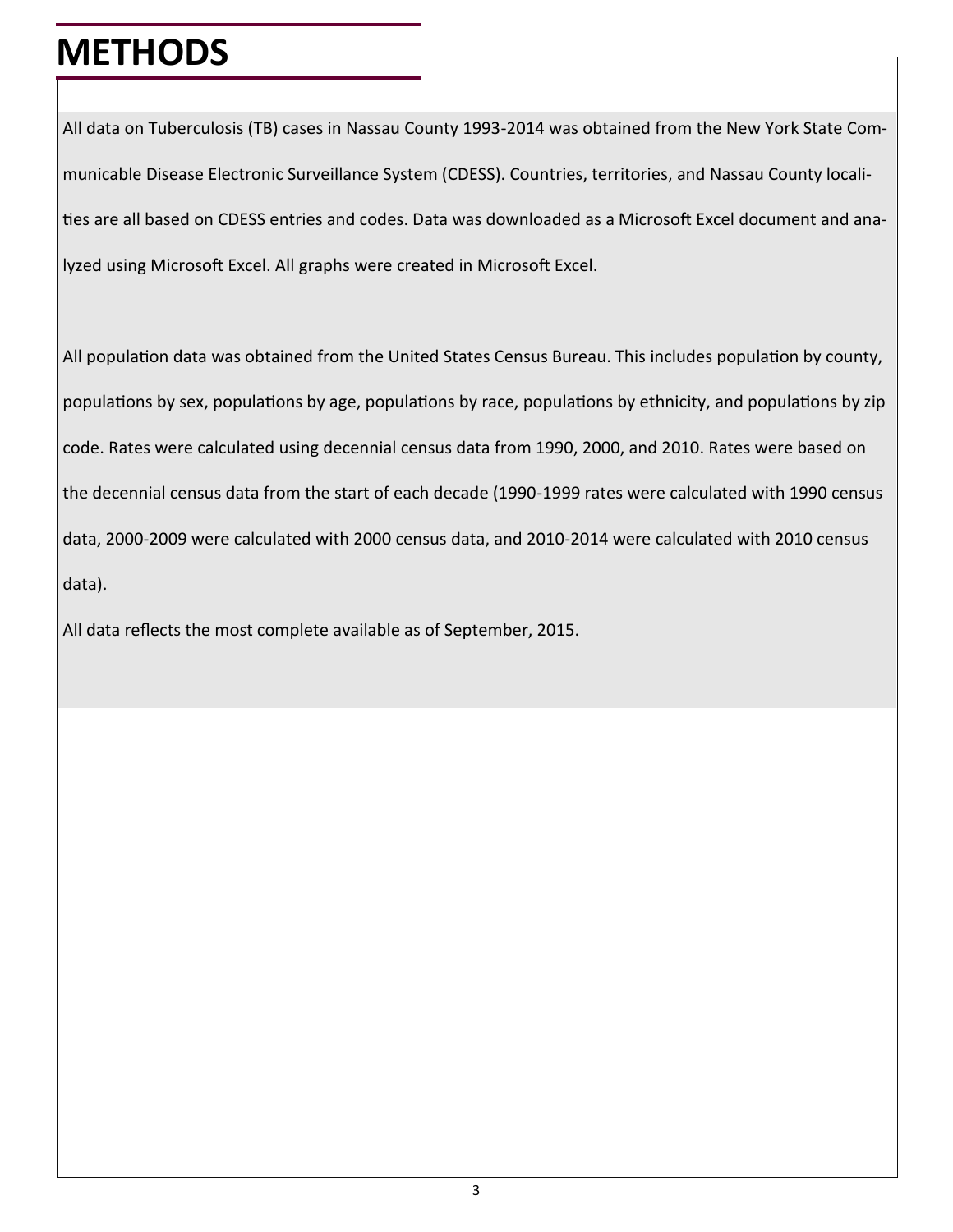# METHODS

All data on Tuberculosis (TB) cases in Nassau County 1993-2014 was obtained from the New York State Communicable Disease Electronic Surveillance System (CDESS). Countries, territories, and Nassau County localities are all based on CDESS entries and codes. Data was downloaded as a Microsoft Excel document and analyzed using Microsoft Excel. All graphs were created in Microsoft Excel.

All population data was obtained from the United States Census Bureau. This includes population by county, populations by sex, populations by age, populations by race, populations by ethnicity, and populations by zip code. Rates were calculated using decennial census data from 1990, 2000, and 2010. Rates were based on the decennial census data from the start of each decade (1990-1999 rates were calculated with 1990 census data, 2000-2009 were calculated with 2000 census data, and 2010-2014 were calculated with 2010 census data).

All data reflects the most complete available as of September, 2015.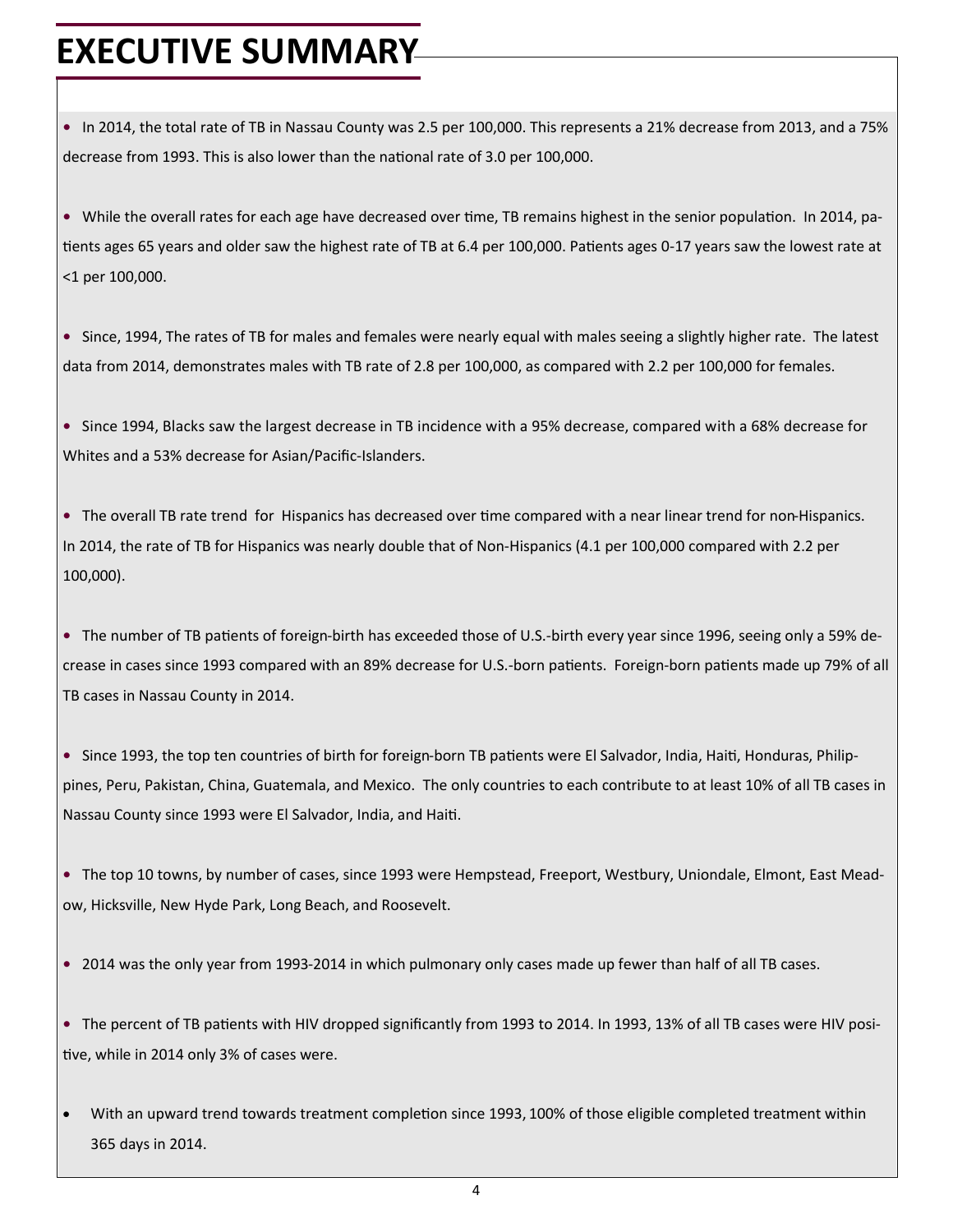# EXECUTIVE SUMMARY

- In 2014, the total rate of TB in Nassau County was 2.5 per 100,000. This represents a 21% decrease from 2013, and a 75% decrease from 1993. This is also lower than the national rate of 3.0 per 100,000.

- While the overall rates for each age have decreased over time, TB remains highest in the senior population. In 2014, patients ages 65 years and older saw the highest rate of TB at 6.4 per 100,000. Patients ages 0-17 years saw the lowest rate at <1 per 100,000.

- Since, 1994, The rates of TB for males and females were nearly equal with males seeing a slightly higher rate. The latest data from 2014, demonstrates males with TB rate of 2.8 per 100,000, as compared with 2.2 per 100,000 for females.

- Since 1994, Blacks saw the largest decrease in TB incidence with a 95% decrease, compared with a 68% decrease for Whites and a 53% decrease for Asian/Pacific-Islanders.

- The overall TB rate trend for Hispanics has decreased over time compared with a near linear trend for non-Hispanics. In 2014, the rate of TB for Hispanics was nearly double that of Non-Hispanics (4.1 per 100,000 compared with 2.2 per 100,000).

- The number of TB patients of foreign-birth has exceeded those of U.S.-birth every year since 1996, seeing only a 59% decrease in cases since 1993 compared with an 89% decrease for U.S.-born patients. Foreign-born patients made up 79% of all TB cases in Nassau County in 2014.

- Since 1993, the top ten countries of birth for foreign-born TB patients were El Salvador, India, Haiti, Honduras, Philippines, Peru, Pakistan, China, Guatemala, and Mexico. The only countries to each contribute to at least 10% of all TB cases in Nassau County since 1993 were El Salvador, India, and Haiti.

- The top 10 towns, by number of cases, since 1993 were Hempstead, Freeport, Westbury, Uniondale, Elmont, East Meadow, Hicksville, New Hyde Park, Long Beach, and Roosevelt.

- 2014 was the only year from 1993-2014 in which pulmonary only cases made up fewer than half of all TB cases.

- The percent of TB patients with HIV dropped significantly from 1993 to 2014. In 1993, 13% of all TB cases were HIV positive, while in 2014 only 3% of cases were.

- With an upward trend towards treatment completion since 1993, 100% of those eligible completed treatment within 365 days in 2014.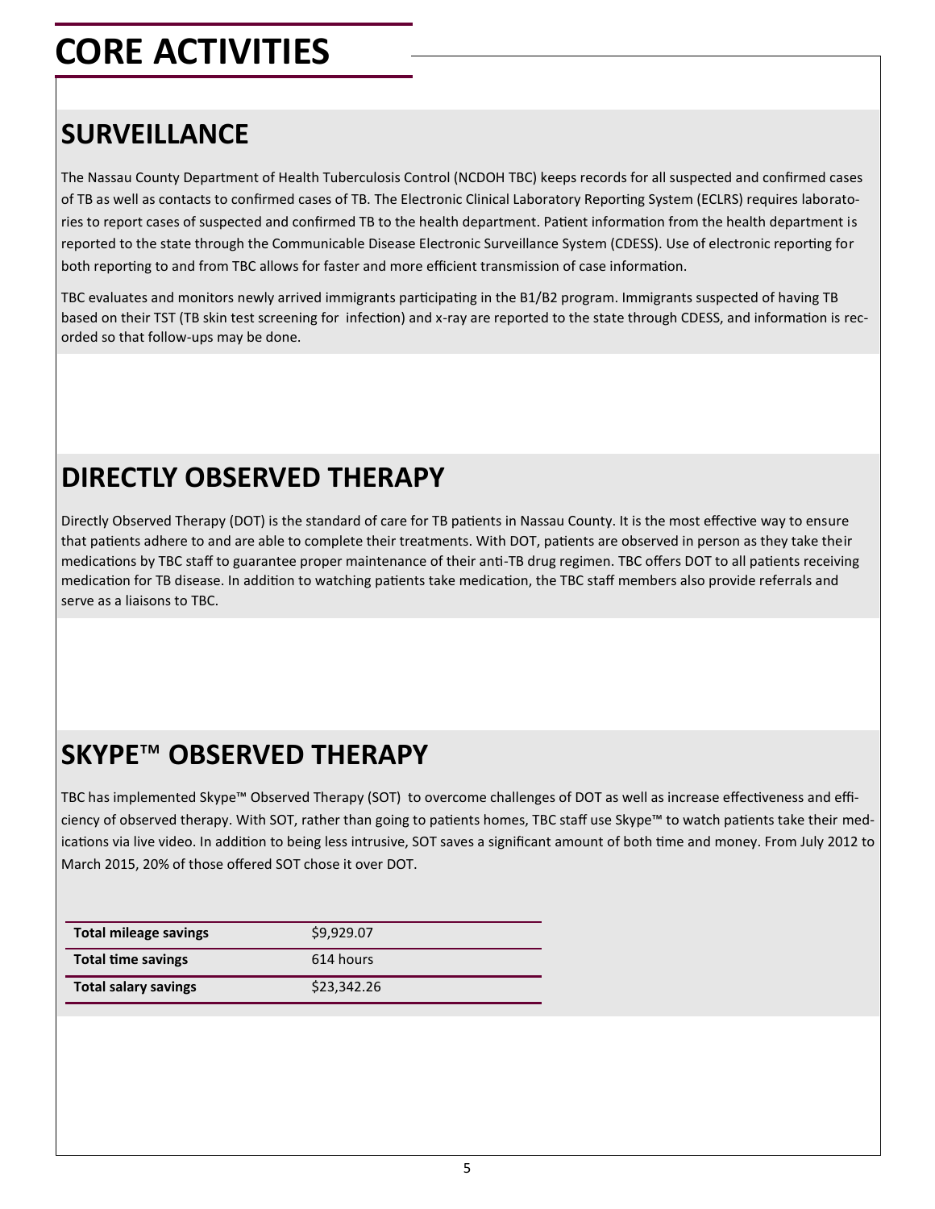# CORE ACTIVITIES

## SURVEILLANCE

The Nassau County Department of Health Tuberculosis Control (NCDOH TBC) keeps records for all suspected and confirmed cases of TB as well as contacts to confirmed cases of TB. The Electronic Clinical Laboratory Reporting System (ECLRS) requires laboratories to report cases of suspected and confirmed TB to the health department. Patient information from the health department is reported to the state through the Communicable Disease Electronic Surveillance System (CDESS). Use of electronic reporting for both reporting to and from TBC allows for faster and more efficient transmission of case information.

TBC evaluates and monitors newly arrived immigrants participating in the B1/B2 program. Immigrants suspected of having TB based on their TST (TB skin test screening for infection) and x-ray are reported to the state through CDESS, and information is recorded so that follow-ups may be done.

## DIRECTLY OBSERVED THERAPY

Directly Observed Therapy (DOT) is the standard of care for TB patients in Nassau County. It is the most effective way to ensure that patients adhere to and are able to complete their treatments. With DOT, patients are observed in person as they take their medications by TBC staff to guarantee proper maintenance of their anti-TB drug regimen. TBC offers DOT to all patients receiving medication for TB disease. In addition to watching patients take medication, the TBC staff members also provide referrals and serve as a liaisons to TBC.

## SKYPE™ OBSERVED THERAPY

TBC has implemented Skype™ Observed Therapy (SOT) to overcome challenges of DOT as well as increase effectiveness and efficiency of observed therapy. With SOT, rather than going to patients homes, TBC staff use Skype™ to watch patients take their medications via live video. In addition to being less intrusive, SOT saves a significant amount of both time and money. From July 2012 to March 2015, 20% of those offered SOT chose it over DOT.

| | |
|---|---|
| **Total mileage savings** | $9,929.07 |
| **Total time savings** | 614 hours |
| **Total salary savings** | $23,342.26 |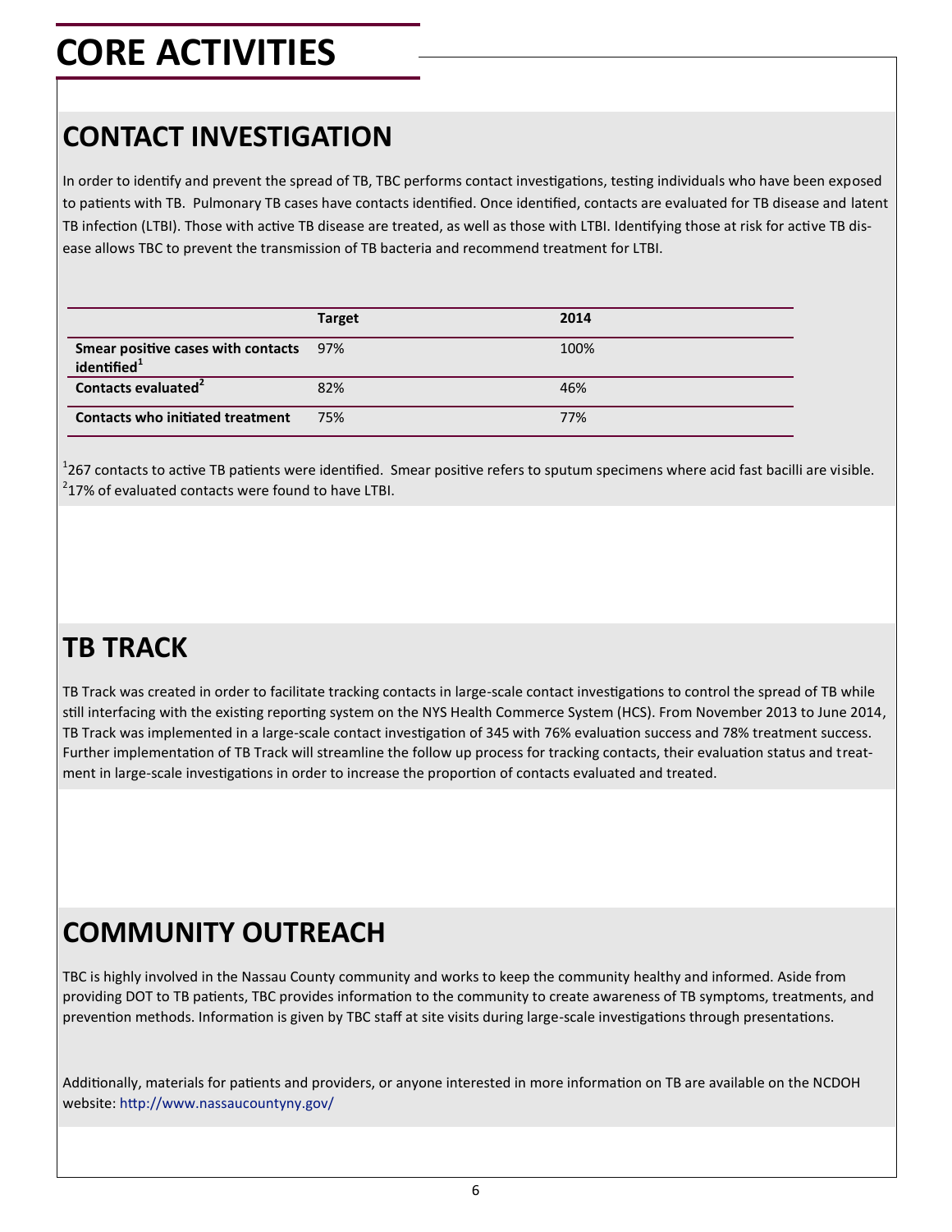# CORE ACTIVITIES

## CONTACT INVESTIGATION

In order to identify and prevent the spread of TB, TBC performs contact investigations, testing individuals who have been exposed to patients with TB. Pulmonary TB cases have contacts identified. Once identified, contacts are evaluated for TB disease and latent TB infection (LTBI). Those with active TB disease are treated, as well as those with LTBI. Identifying those at risk for active TB disease allows TBC to prevent the transmission of TB bacteria and recommend treatment for LTBI.

| | Target | 2014 |
|---|---|---|
| **Smear positive cases with contacts identified[1]** | 97% | 100% |
| **Contacts evaluated[2]** | 82% | 46% |
| **Contacts who initiated treatment** | 75% | 77% |

[1]267 contacts to active TB patients were identified. Smear positive refers to sputum specimens where acid fast bacilli are visible.
[2]17% of evaluated contacts were found to have LTBI.

## TB TRACK

TB Track was created in order to facilitate tracking contacts in large-scale contact investigations to control the spread of TB while still interfacing with the existing reporting system on the NYS Health Commerce System (HCS). From November 2013 to June 2014, TB Track was implemented in a large-scale contact investigation of 345 with 76% evaluation success and 78% treatment success. Further implementation of TB Track will streamline the follow up process for tracking contacts, their evaluation status and treatment in large-scale investigations in order to increase the proportion of contacts evaluated and treated.

## COMMUNITY OUTREACH

TBC is highly involved in the Nassau County community and works to keep the community healthy and informed. Aside from providing DOT to TB patients, TBC provides information to the community to create awareness of TB symptoms, treatments, and prevention methods. Information is given by TBC staff at site visits during large-scale investigations through presentations.

Additionally, materials for patients and providers, or anyone interested in more information on TB are available on the NCDOH website: http://www.nassaucountyny.gov/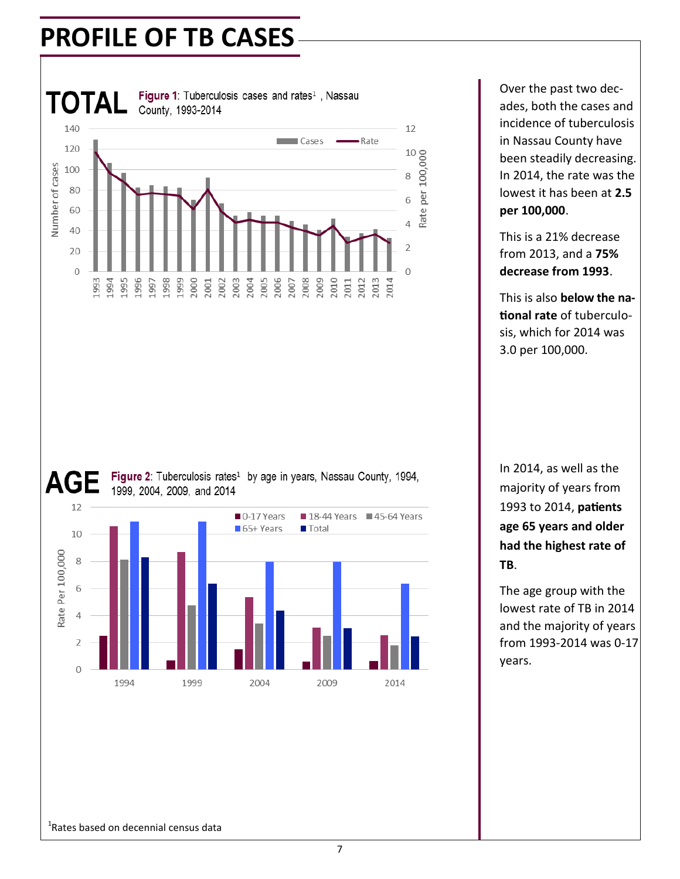# PROFILE OF TB CASES

## TOTAL

**Figure 1**: Tuberculosis cases and rates[1], Nassau County, 1993-2014

Over the past two decades, both the cases and incidence of tuberculosis in Nassau County have been steadily decreasing. In 2014, the rate was the lowest it has been at **2.5 per 100,000**.

This is a 21% decrease from 2013, and a **75% decrease from 1993**.

This is also **below the national rate** of tuberculosis, which for 2014 was 3.0 per 100,000.

## AGE

**Figure 2**: Tuberculosis rates[1] by age in years, Nassau County, 1994, 1999, 2004, 2009, and 2014

In 2014, as well as the majority of years from 1993 to 2014, **patients age 65 years and older had the highest rate of TB**.

The age group with the lowest rate of TB in 2014 and the majority of years from 1993-2014 was 0-17 years.

[1]Rates based on decennial census data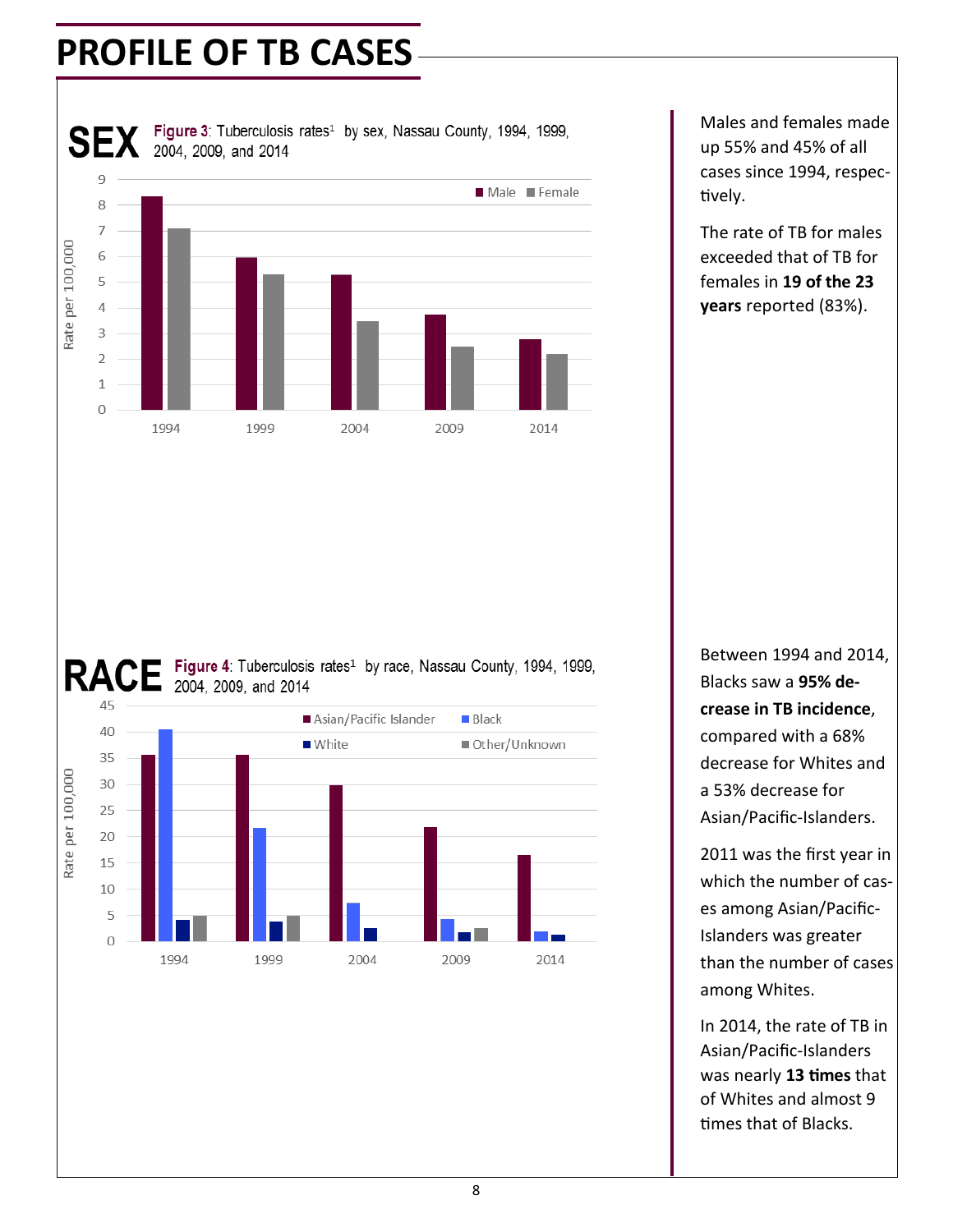# PROFILE OF TB CASES

## SEX

**Figure 3**: Tuberculosis rates[1] by sex, Nassau County, 1994, 1999, 2004, 2009, and 2014

Males and females made up 55% and 45% of all cases since 1994, respectively.

The rate of TB for males exceeded that of TB for females in **19 of the 23 years** reported (83%).

## RACE

**Figure 4**: Tuberculosis rates[1] by race, Nassau County, 1994, 1999, 2004, 2009, and 2014

Between 1994 and 2014, Blacks saw a **95% decrease in TB incidence**, compared with a 68% decrease for Whites and a 53% decrease for Asian/Pacific-Islanders.

2011 was the first year in which the number of cases among Asian/Pacific-Islanders was greater than the number of cases among Whites.

In 2014, the rate of TB in Asian/Pacific-Islanders was nearly **13 times** that of Whites and almost 9 times that of Blacks.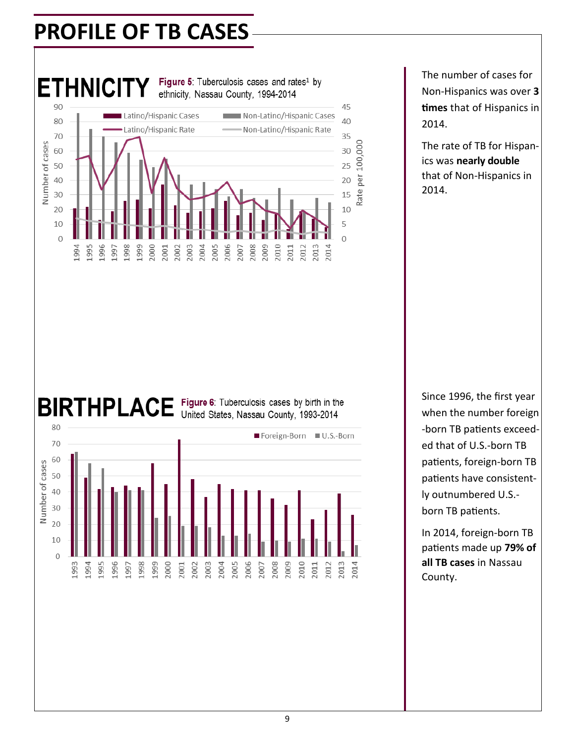# PROFILE OF TB CASES

## ETHNICITY

**Figure 5**: Tuberculosis cases and rates[1] by ethnicity, Nassau County, 1994-2014

The number of cases for Non-Hispanics was over **3 times** that of Hispanics in 2014.

The rate of TB for Hispanics was **nearly double** that of Non-Hispanics in 2014.

## BIRTHPLACE

**Figure 6**: Tuberculosis cases by birth in the United States, Nassau County, 1993-2014

Since 1996, the first year when the number foreign-born TB patients exceeded that of U.S.-born TB patients, foreign-born TB patients have consistently outnumbered U.S.-born TB patients.

In 2014, foreign-born TB patients made up **79% of all TB cases** in Nassau County.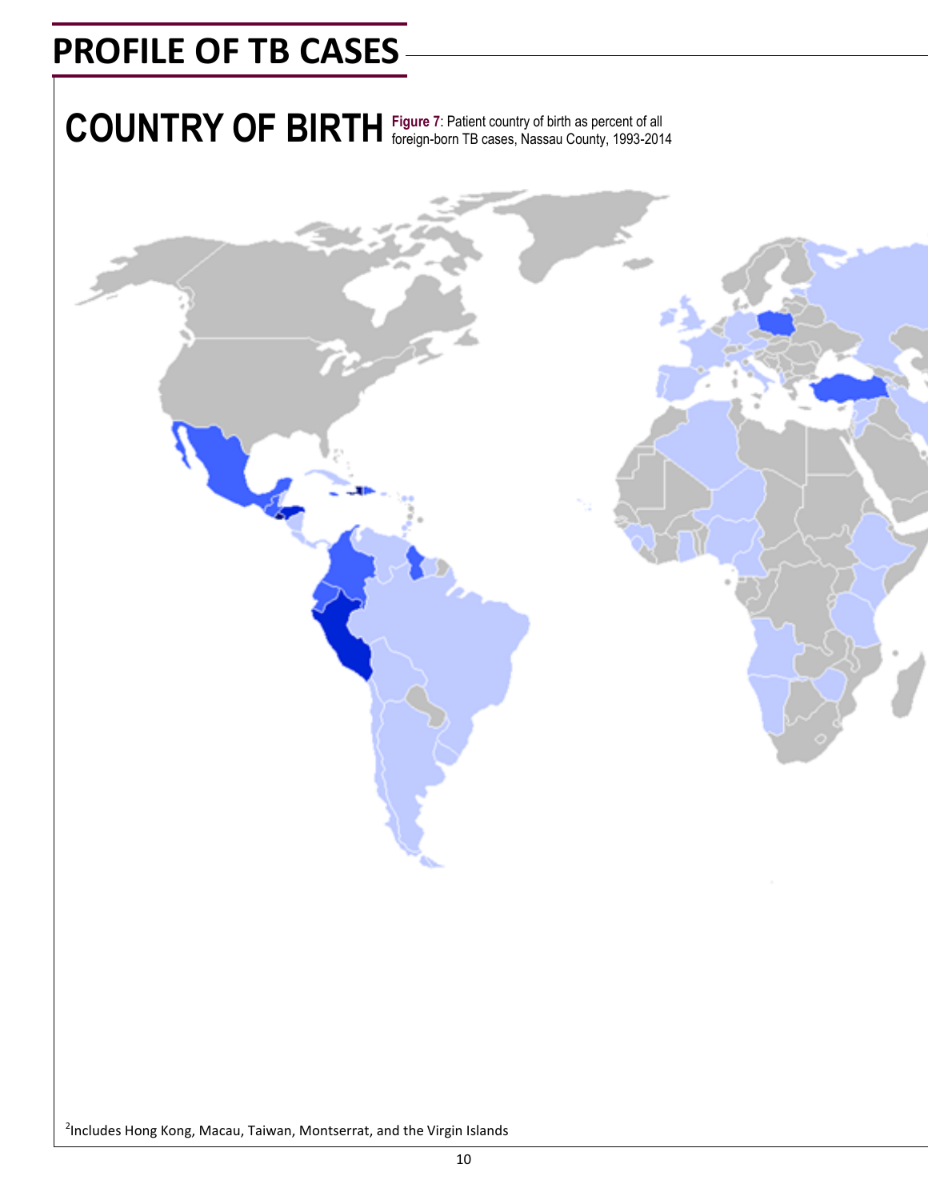# PROFILE OF TB CASES

## COUNTRY OF BIRTH

**Figure 7**: Patient country of birth as percent of all foreign-born TB cases, Nassau County, 1993-2014

[2]Includes Hong Kong, Macau, Taiwan, Montserrat, and the Virgin Islands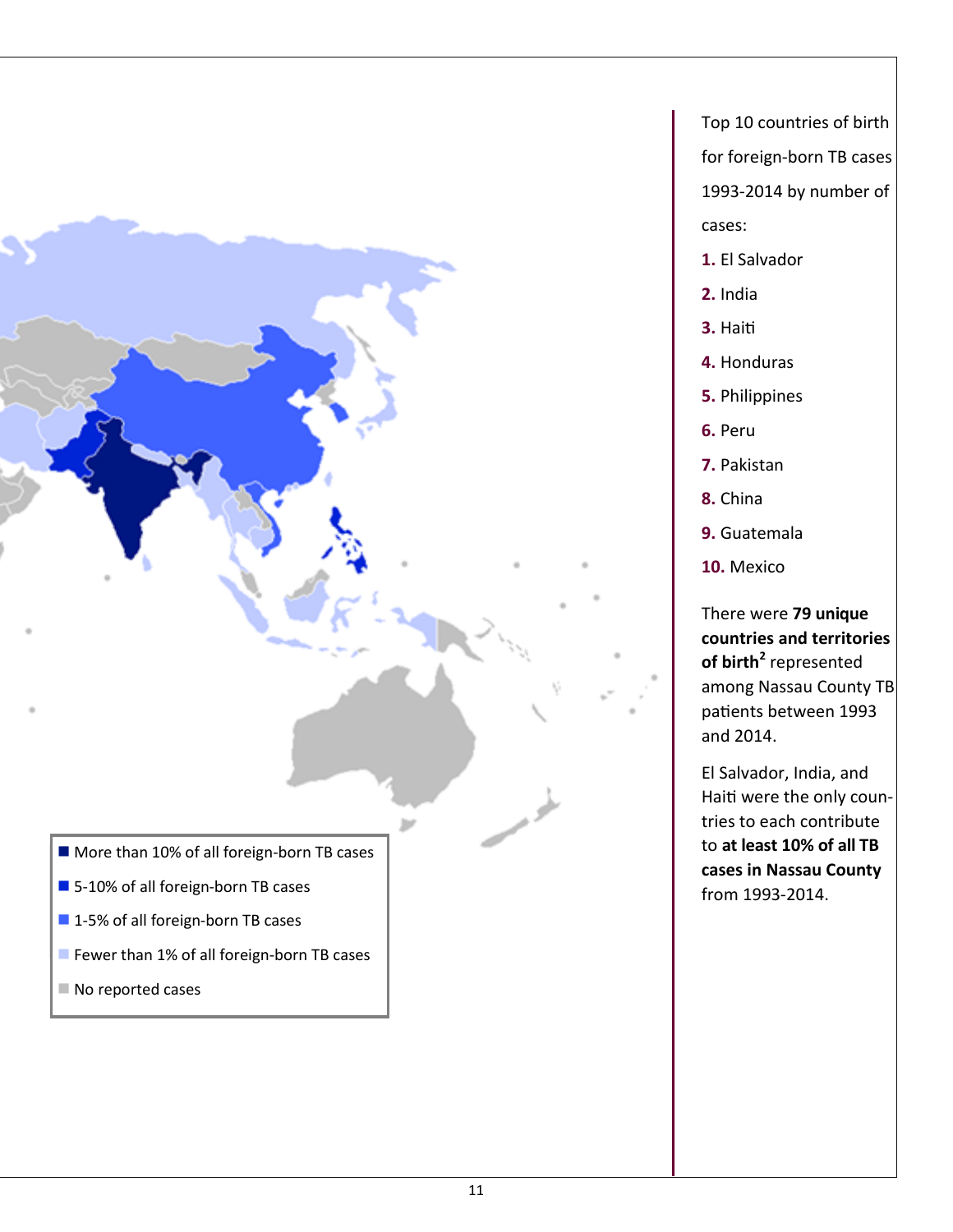- More than 10% of all foreign-born TB cases
- 5-10% of all foreign-born TB cases
- 1-5% of all foreign-born TB cases
- Fewer than 1% of all foreign-born TB cases
- No reported cases

Top 10 countries of birth for foreign-born TB cases 1993-2014 by number of cases:

1. El Salvador
2. India
3. Haiti
4. Honduras
5. Philippines
6. Peru
7. Pakistan
8. China
9. Guatemala
10. Mexico

There were **79 unique countries and territories of birth**[2] represented among Nassau County TB patients between 1993 and 2014.

El Salvador, India, and Haiti were the only countries to each contribute to **at least 10% of all TB cases in Nassau County** from 1993-2014.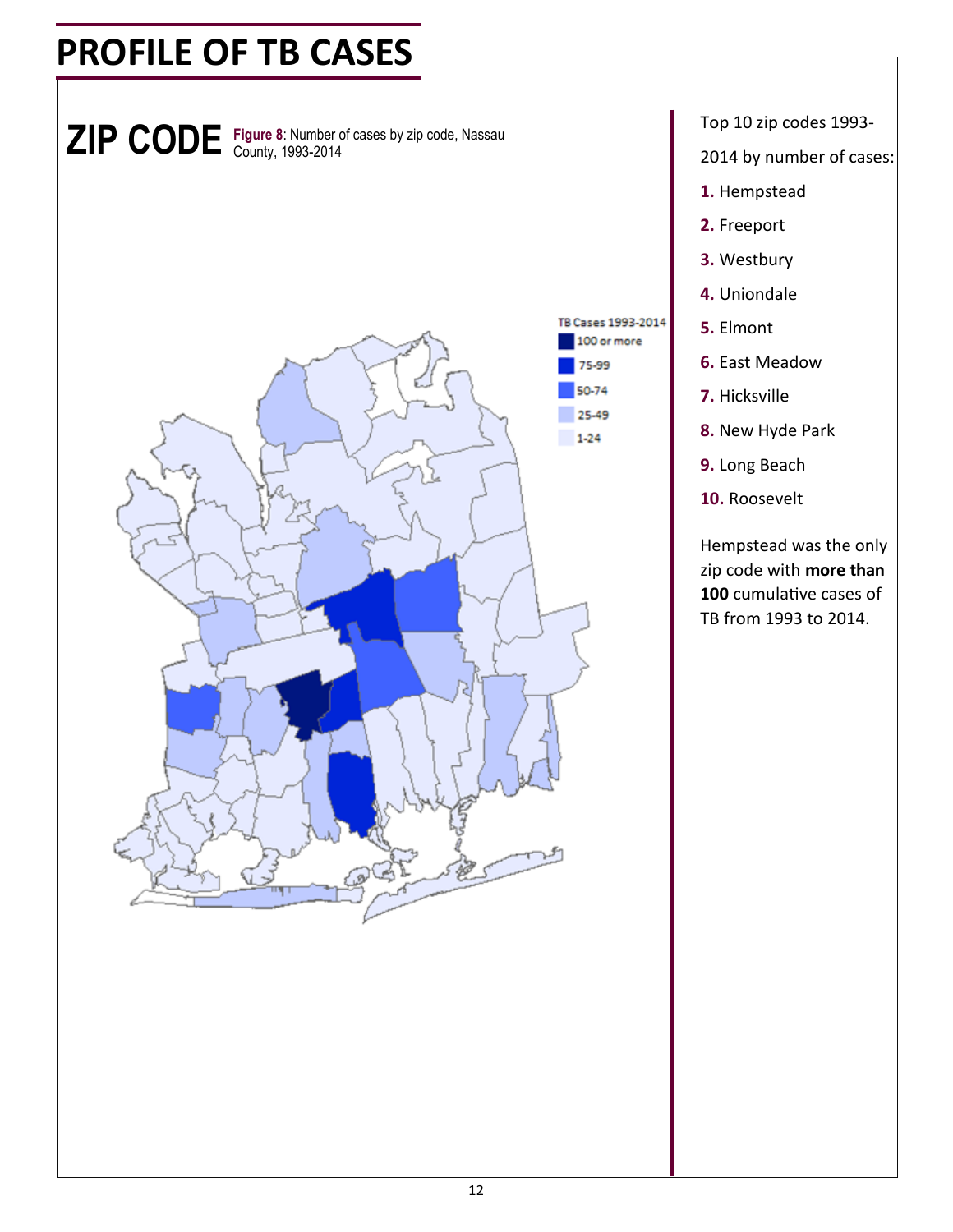# PROFILE OF TB CASES

## ZIP CODE

**Figure 8**: Number of cases by zip code, Nassau County, 1993-2014

TB Cases 1993-2014
- 100 or more
- 75-99
- 50-74
- 25-49
- 1-24

Top 10 zip codes 1993-2014 by number of cases:

1. Hempstead
2. Freeport
3. Westbury
4. Uniondale
5. Elmont
6. East Meadow
7. Hicksville
8. New Hyde Park
9. Long Beach
10. Roosevelt

Hempstead was the only zip code with **more than 100** cumulative cases of TB from 1993 to 2014.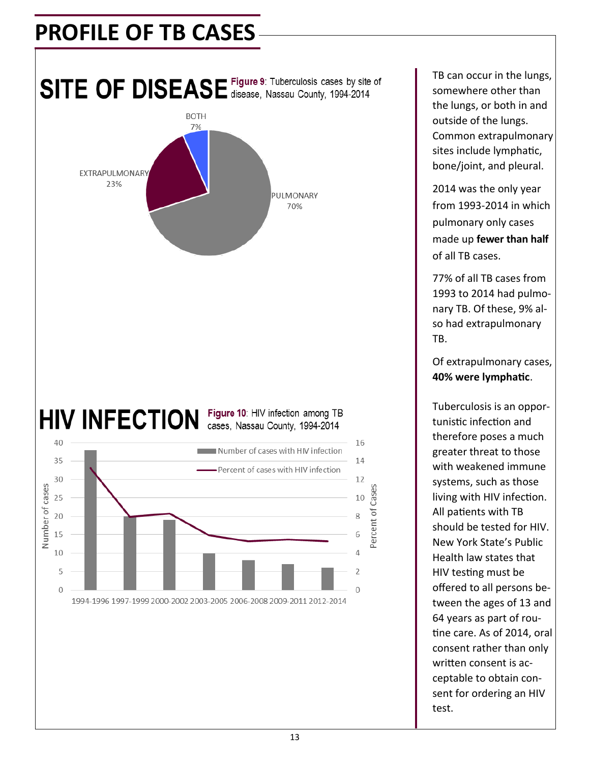# PROFILE OF TB CASES

## SITE OF DISEASE

**Figure 9**: Tuberculosis cases by site of disease, Nassau County, 1994-2014

BOTH 7%

EXTRAPULMONARY 23%

PULMONARY 70%

## HIV INFECTION

**Figure 10**: HIV infection among TB cases, Nassau County, 1994-2014

| Period | Number of cases with HIV infection |
| --- | --- |
| 1994-1996 | 38 |
| 1997-1999 | 20 |
| 2000-2002 | 19 |
| 2003-2005 | 10 |
| 2006-2008 | 8 |
| 2009-2011 | 7 |
| 2012-2014 | 6 |

TB can occur in the lungs, somewhere other than the lungs, or both in and outside of the lungs. Common extrapulmonary sites include lymphatic, bone/joint, and pleural.

2014 was the only year from 1993-2014 in which pulmonary only cases made up **fewer than half** of all TB cases.

77% of all TB cases from 1993 to 2014 had pulmonary TB. Of these, 9% also had extrapulmonary TB.

Of extrapulmonary cases, **40% were lymphatic**.

Tuberculosis is an opportunistic infection and therefore poses a much greater threat to those with weakened immune systems, such as those living with HIV infection. All patients with TB should be tested for HIV. New York State's Public Health law states that HIV testing must be offered to all persons between the ages of 13 and 64 years as part of routine care. As of 2014, oral consent rather than only written consent is acceptable to obtain consent for ordering an HIV test.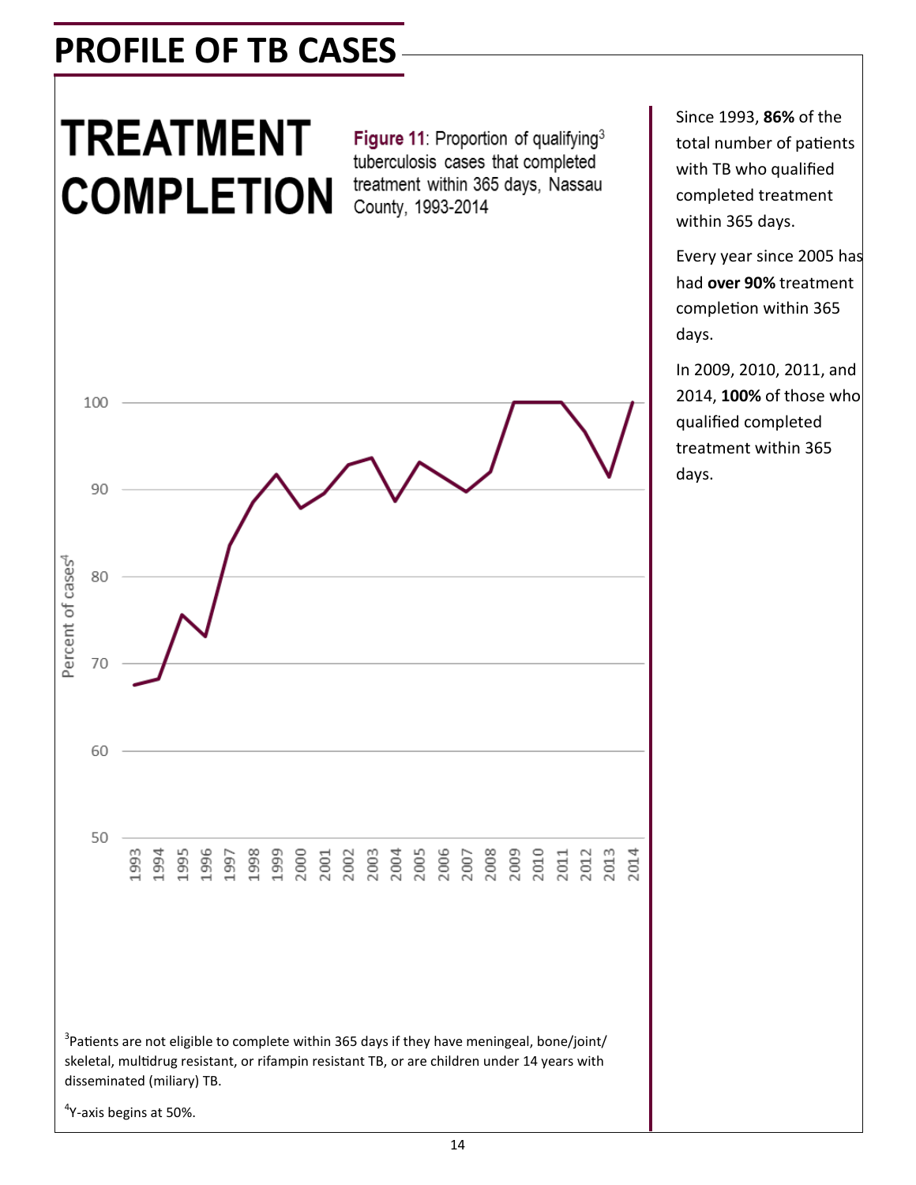# PROFILE OF TB CASES

## TREATMENT COMPLETION

**Figure 11**: Proportion of qualifying[3] tuberculosis cases that completed treatment within 365 days, Nassau County, 1993-2014

Since 1993, **86%** of the total number of patients with TB who qualified completed treatment within 365 days.

Every year since 2005 has had **over 90%** treatment completion within 365 days.

In 2009, 2010, 2011, and 2014, **100%** of those who qualified completed treatment within 365 days.

[3]Patients are not eligible to complete within 365 days if they have meningeal, bone/joint/skeletal, multidrug resistant, or rifampin resistant TB, or are children under 14 years with disseminated (miliary) TB.

[4]Y-axis begins at 50%.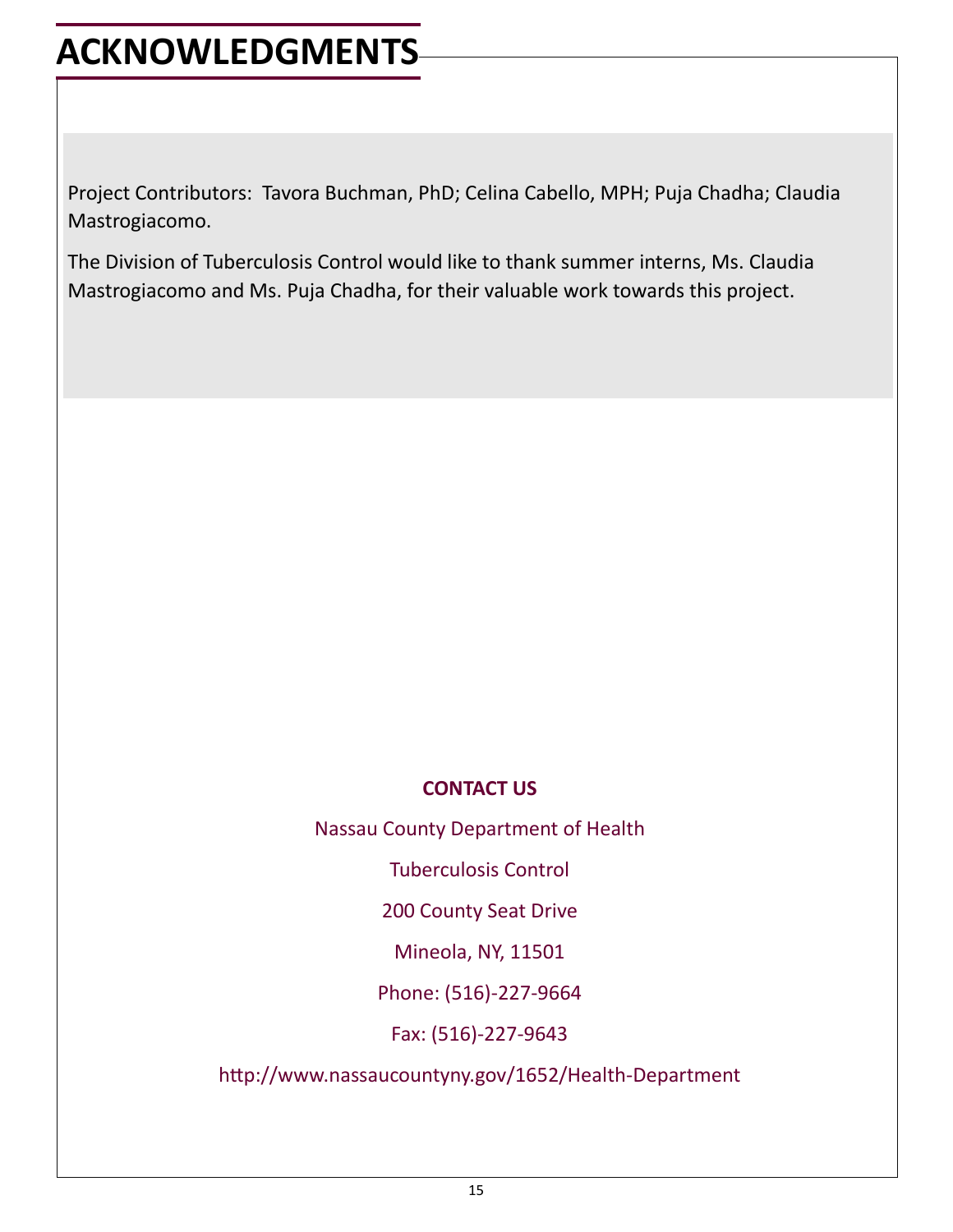# ACKNOWLEDGMENTS

Project Contributors: Tavora Buchman, PhD; Celina Cabello, MPH; Puja Chadha; Claudia Mastrogiacomo.

The Division of Tuberculosis Control would like to thank summer interns, Ms. Claudia Mastrogiacomo and Ms. Puja Chadha, for their valuable work towards this project.

**CONTACT US**

Nassau County Department of Health

Tuberculosis Control

200 County Seat Drive

Mineola, NY, 11501

Phone: (516)-227-9664

Fax: (516)-227-9643

http://www.nassaucountyny.gov/1652/Health-Department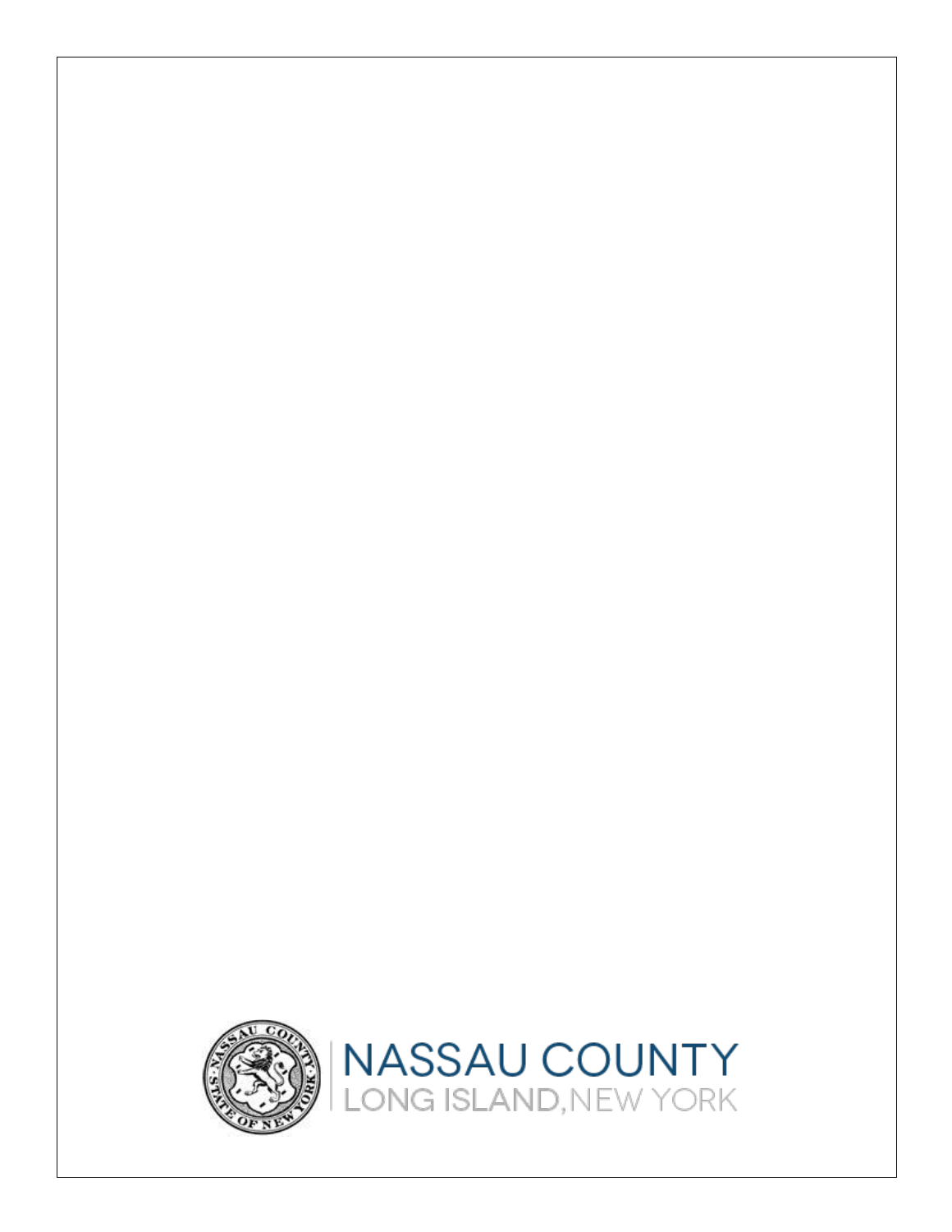NASSAU COUNTY

LONG ISLAND, NEW YORK